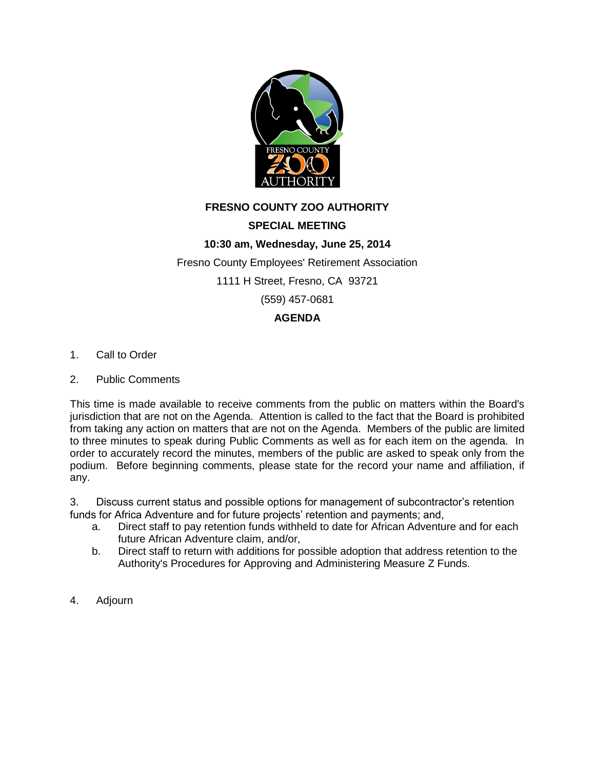# FRESNO COUNTY ZOO AUTHORITY

## SPECIAL MEETING

**10:30 am, Wednesday, June 25, 2014**

Fresno County Employees' Retirement Association

1111 H Street, Fresno, CA 93721

(559) 457-0681

**AGENDA**

1. Call to Order

2. Public Comments

This time is made available to receive comments from the public on matters within the Board's jurisdiction that are not on the Agenda. Attention is called to the fact that the Board is prohibited from taking any action on matters that are not on the Agenda. Members of the public are limited to three minutes to speak during Public Comments as well as for each item on the agenda. In order to accurately record the minutes, members of the public are asked to speak only from the podium. Before beginning comments, please state for the record your name and affiliation, if any.

3. Discuss current status and possible options for management of subcontractor's retention funds for Africa Adventure and for future projects' retention and payments; and,
   a. Direct staff to pay retention funds withheld to date for African Adventure and for each future African Adventure claim, and/or,
   b. Direct staff to return with additions for possible adoption that address retention to the Authority's Procedures for Approving and Administering Measure Z Funds.

4. Adjourn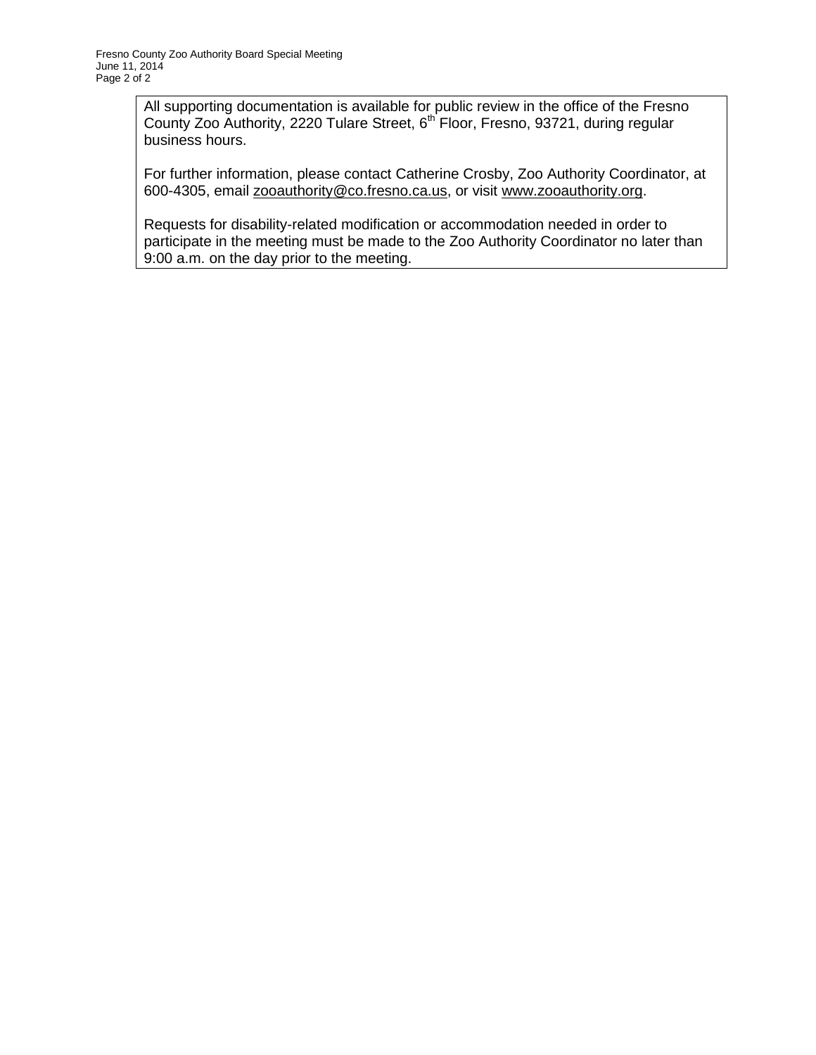All supporting documentation is available for public review in the office of the Fresno County Zoo Authority, 2220 Tulare Street, 6th Floor, Fresno, 93721, during regular business hours.

For further information, please contact Catherine Crosby, Zoo Authority Coordinator, at 600-4305, email zooauthority@co.fresno.ca.us, or visit www.zooauthority.org.

Requests for disability-related modification or accommodation needed in order to participate in the meeting must be made to the Zoo Authority Coordinator no later than 9:00 a.m. on the day prior to the meeting.